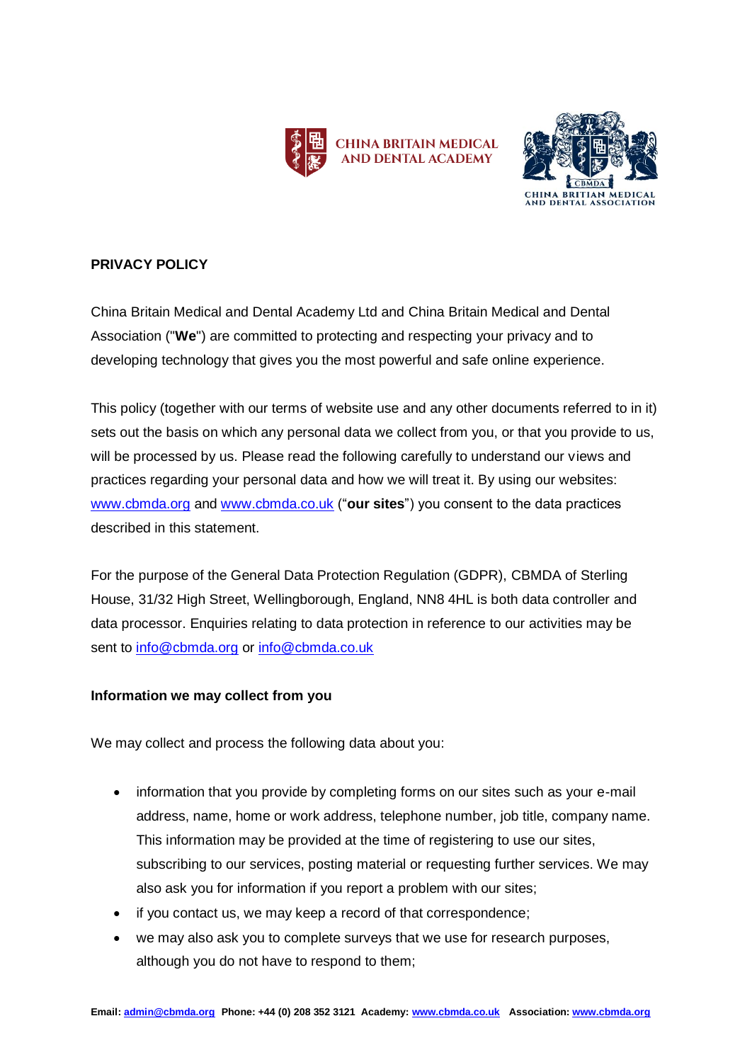**PRIVACY POLICY**

China Britain Medical and Dental Academy Ltd and China Britain Medical and Dental Association ("**We**") are committed to protecting and respecting your privacy and to developing technology that gives you the most powerful and safe online experience.

This policy (together with our terms of website use and any other documents referred to in it) sets out the basis on which any personal data we collect from you, or that you provide to us, will be processed by us. Please read the following carefully to understand our views and practices regarding your personal data and how we will treat it. By using our websites: www.cbmda.org and www.cbmda.co.uk ("**our sites**") you consent to the data practices described in this statement.

For the purpose of the General Data Protection Regulation (GDPR), CBMDA of Sterling House, 31/32 High Street, Wellingborough, England, NN8 4HL is both data controller and data processor. Enquiries relating to data protection in reference to our activities may be sent to info@cbmda.org or info@cbmda.co.uk

**Information we may collect from you**

We may collect and process the following data about you:

- information that you provide by completing forms on our sites such as your e-mail address, name, home or work address, telephone number, job title, company name. This information may be provided at the time of registering to use our sites, subscribing to our services, posting material or requesting further services. We may also ask you for information if you report a problem with our sites;
- if you contact us, we may keep a record of that correspondence;
- we may also ask you to complete surveys that we use for research purposes, although you do not have to respond to them;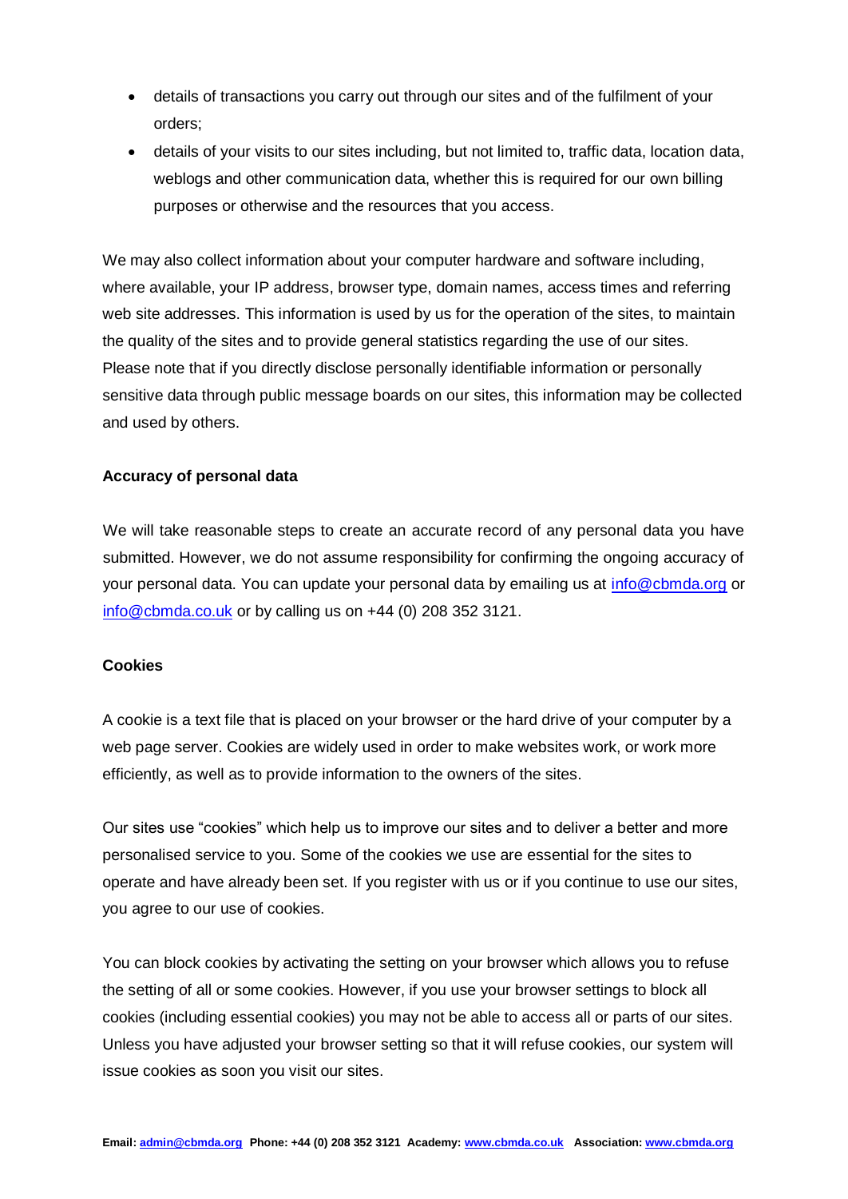- details of transactions you carry out through our sites and of the fulfilment of your orders;
- details of your visits to our sites including, but not limited to, traffic data, location data, weblogs and other communication data, whether this is required for our own billing purposes or otherwise and the resources that you access.

We may also collect information about your computer hardware and software including, where available, your IP address, browser type, domain names, access times and referring web site addresses. This information is used by us for the operation of the sites, to maintain the quality of the sites and to provide general statistics regarding the use of our sites. Please note that if you directly disclose personally identifiable information or personally sensitive data through public message boards on our sites, this information may be collected and used by others.

**Accuracy of personal data**

We will take reasonable steps to create an accurate record of any personal data you have submitted. However, we do not assume responsibility for confirming the ongoing accuracy of your personal data. You can update your personal data by emailing us at info@cbmda.org or info@cbmda.co.uk or by calling us on +44 (0) 208 352 3121.

**Cookies**

A cookie is a text file that is placed on your browser or the hard drive of your computer by a web page server. Cookies are widely used in order to make websites work, or work more efficiently, as well as to provide information to the owners of the sites.

Our sites use "cookies" which help us to improve our sites and to deliver a better and more personalised service to you. Some of the cookies we use are essential for the sites to operate and have already been set. If you register with us or if you continue to use our sites, you agree to our use of cookies.

You can block cookies by activating the setting on your browser which allows you to refuse the setting of all or some cookies. However, if you use your browser settings to block all cookies (including essential cookies) you may not be able to access all or parts of our sites. Unless you have adjusted your browser setting so that it will refuse cookies, our system will issue cookies as soon you visit our sites.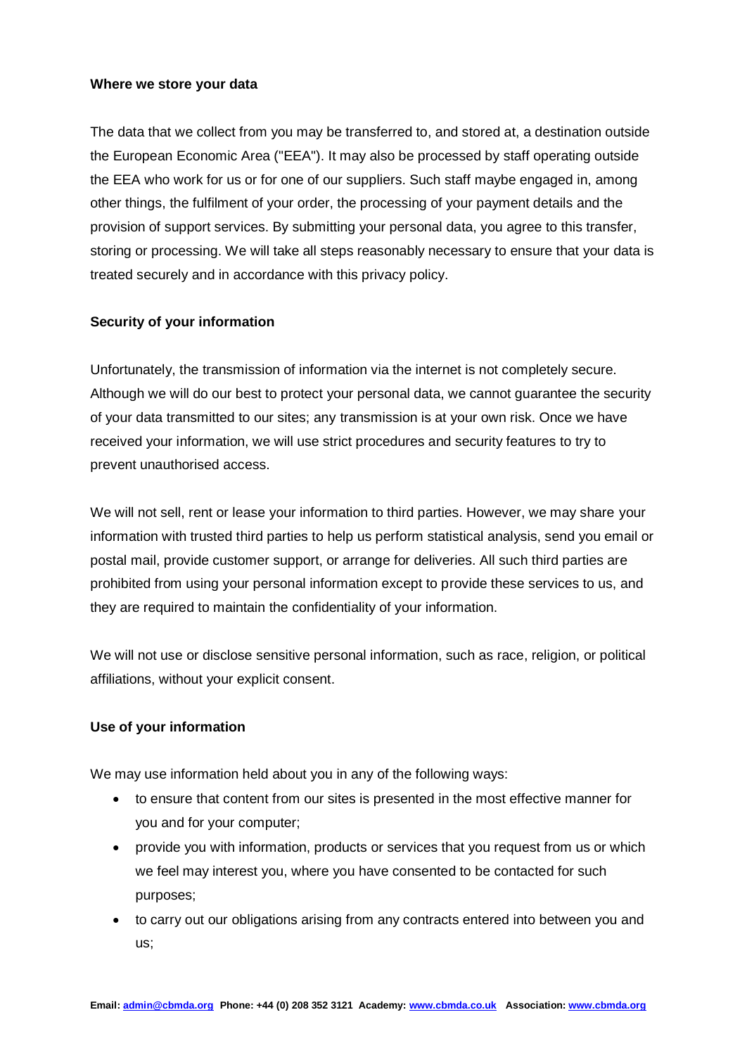**Where we store your data**

The data that we collect from you may be transferred to, and stored at, a destination outside the European Economic Area ("EEA"). It may also be processed by staff operating outside the EEA who work for us or for one of our suppliers. Such staff maybe engaged in, among other things, the fulfilment of your order, the processing of your payment details and the provision of support services. By submitting your personal data, you agree to this transfer, storing or processing. We will take all steps reasonably necessary to ensure that your data is treated securely and in accordance with this privacy policy.

**Security of your information**

Unfortunately, the transmission of information via the internet is not completely secure. Although we will do our best to protect your personal data, we cannot guarantee the security of your data transmitted to our sites; any transmission is at your own risk. Once we have received your information, we will use strict procedures and security features to try to prevent unauthorised access.

We will not sell, rent or lease your information to third parties. However, we may share your information with trusted third parties to help us perform statistical analysis, send you email or postal mail, provide customer support, or arrange for deliveries. All such third parties are prohibited from using your personal information except to provide these services to us, and they are required to maintain the confidentiality of your information.

We will not use or disclose sensitive personal information, such as race, religion, or political affiliations, without your explicit consent.

**Use of your information**

We may use information held about you in any of the following ways:

- to ensure that content from our sites is presented in the most effective manner for you and for your computer;
- provide you with information, products or services that you request from us or which we feel may interest you, where you have consented to be contacted for such purposes;
- to carry out our obligations arising from any contracts entered into between you and us;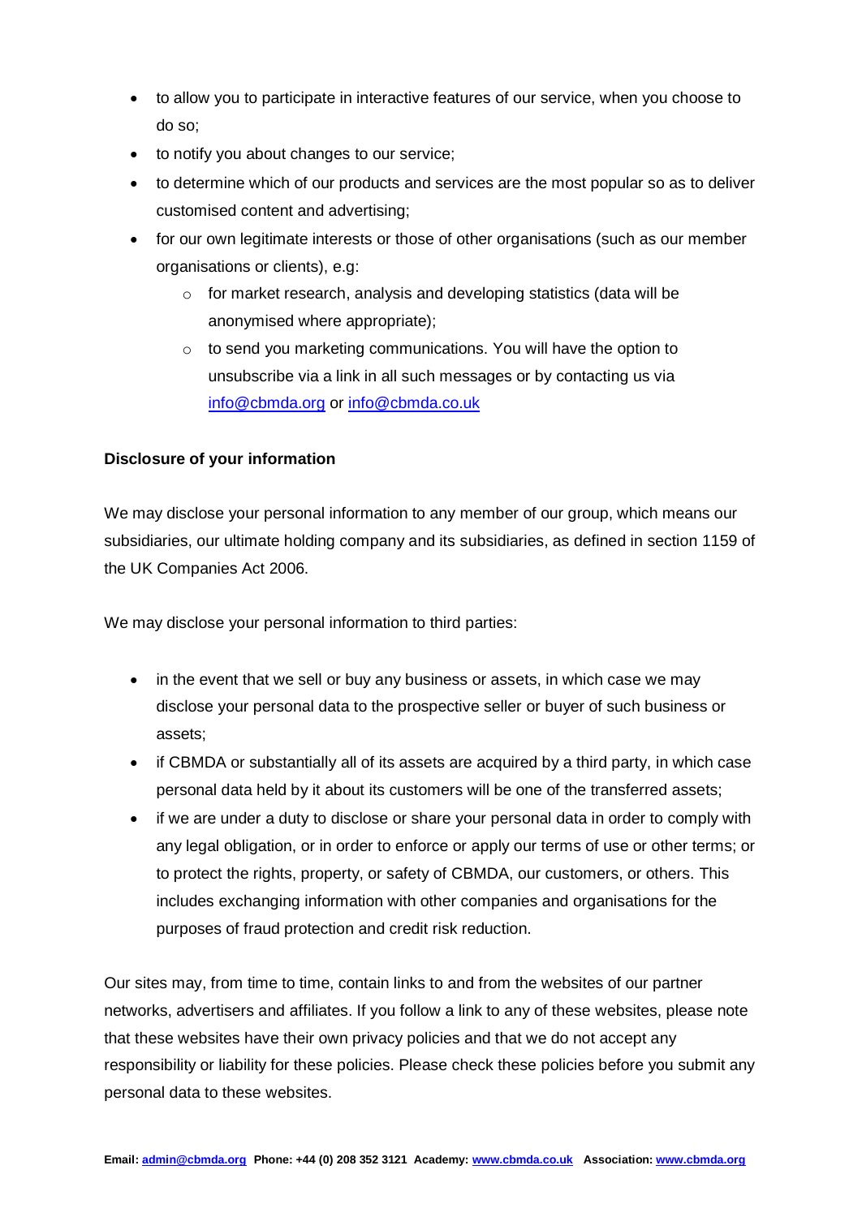- to allow you to participate in interactive features of our service, when you choose to do so;
- to notify you about changes to our service;
- to determine which of our products and services are the most popular so as to deliver customised content and advertising;
- for our own legitimate interests or those of other organisations (such as our member organisations or clients), e.g:
  - for market research, analysis and developing statistics (data will be anonymised where appropriate);
  - to send you marketing communications. You will have the option to unsubscribe via a link in all such messages or by contacting us via info@cbmda.org or info@cbmda.co.uk

**Disclosure of your information**

We may disclose your personal information to any member of our group, which means our subsidiaries, our ultimate holding company and its subsidiaries, as defined in section 1159 of the UK Companies Act 2006.

We may disclose your personal information to third parties:

- in the event that we sell or buy any business or assets, in which case we may disclose your personal data to the prospective seller or buyer of such business or assets;
- if CBMDA or substantially all of its assets are acquired by a third party, in which case personal data held by it about its customers will be one of the transferred assets;
- if we are under a duty to disclose or share your personal data in order to comply with any legal obligation, or in order to enforce or apply our terms of use or other terms; or to protect the rights, property, or safety of CBMDA, our customers, or others. This includes exchanging information with other companies and organisations for the purposes of fraud protection and credit risk reduction.

Our sites may, from time to time, contain links to and from the websites of our partner networks, advertisers and affiliates. If you follow a link to any of these websites, please note that these websites have their own privacy policies and that we do not accept any responsibility or liability for these policies. Please check these policies before you submit any personal data to these websites.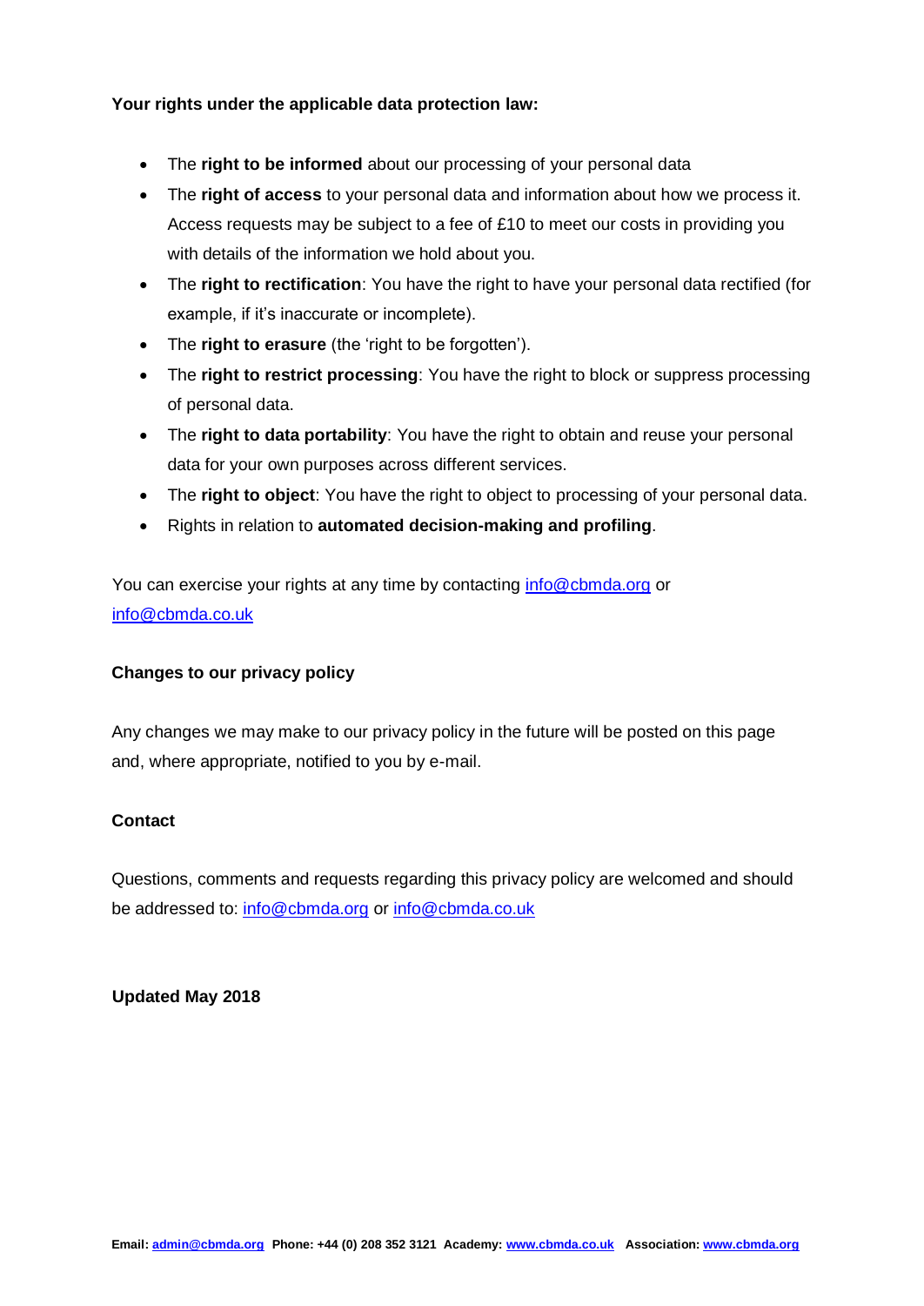**Your rights under the applicable data protection law:**

- The **right to be informed** about our processing of your personal data
- The **right of access** to your personal data and information about how we process it. Access requests may be subject to a fee of £10 to meet our costs in providing you with details of the information we hold about you.
- The **right to rectification**: You have the right to have your personal data rectified (for example, if it's inaccurate or incomplete).
- The **right to erasure** (the 'right to be forgotten').
- The **right to restrict processing**: You have the right to block or suppress processing of personal data.
- The **right to data portability**: You have the right to obtain and reuse your personal data for your own purposes across different services.
- The **right to object**: You have the right to object to processing of your personal data.
- Rights in relation to **automated decision-making and profiling**.

You can exercise your rights at any time by contacting info@cbmda.org or info@cbmda.co.uk

**Changes to our privacy policy**

Any changes we may make to our privacy policy in the future will be posted on this page and, where appropriate, notified to you by e-mail.

**Contact**

Questions, comments and requests regarding this privacy policy are welcomed and should be addressed to: info@cbmda.org or info@cbmda.co.uk

**Updated May 2018**